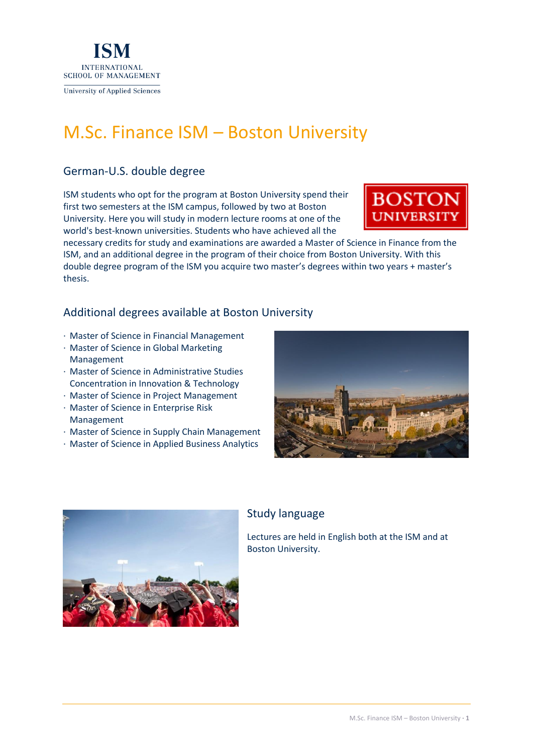ISM
INTERNATIONAL SCHOOL OF MANAGEMENT
University of Applied Sciences

# M.Sc. Finance ISM – Boston University

## German-U.S. double degree

ISM students who opt for the program at Boston University spend their first two semesters at the ISM campus, followed by two at Boston University. Here you will study in modern lecture rooms at one of the world's best-known universities. Students who have achieved all the necessary credits for study and examinations are awarded a Master of Science in Finance from the ISM, and an additional degree in the program of their choice from Boston University. With this double degree program of the ISM you acquire two master's degrees within two years + master's thesis.

## Additional degrees available at Boston University

- Master of Science in Financial Management
- Master of Science in Global Marketing Management
- Master of Science in Administrative Studies Concentration in Innovation & Technology
- Master of Science in Project Management
- Master of Science in Enterprise Risk Management
- Master of Science in Supply Chain Management
- Master of Science in Applied Business Analytics

## Study language

Lectures are held in English both at the ISM and at Boston University.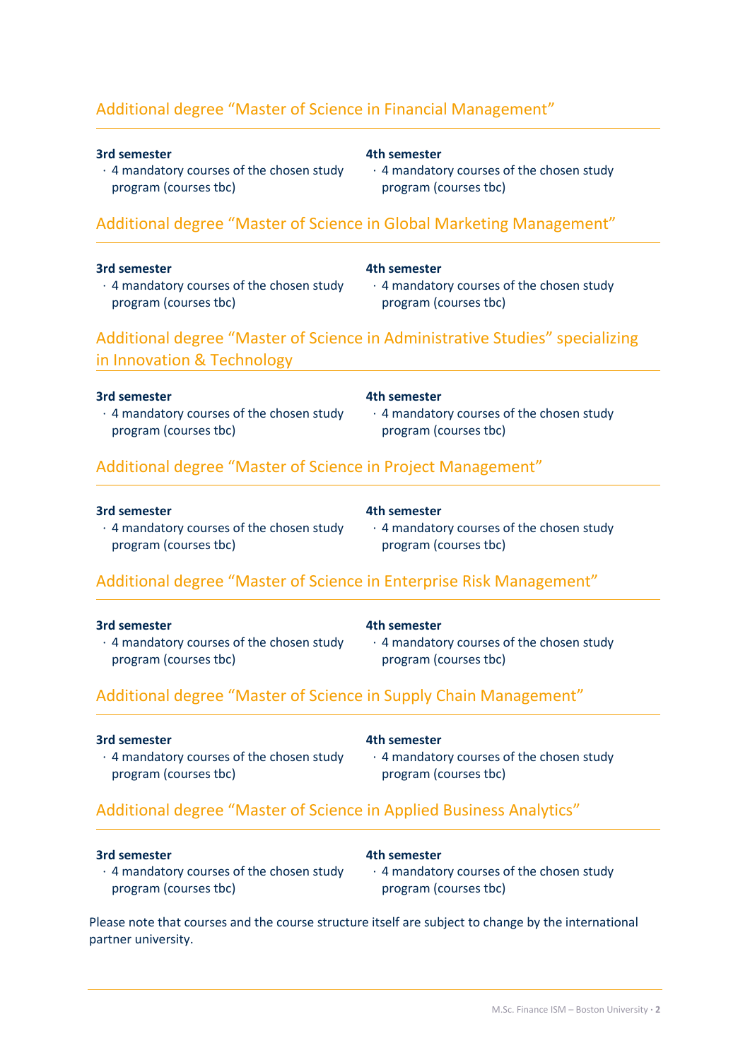## Additional degree "Master of Science in Financial Management"

**3rd semester**

- 4 mandatory courses of the chosen study program (courses tbc)

**4th semester**

- 4 mandatory courses of the chosen study program (courses tbc)

## Additional degree "Master of Science in Global Marketing Management"

**3rd semester**

- 4 mandatory courses of the chosen study program (courses tbc)

**4th semester**

- 4 mandatory courses of the chosen study program (courses tbc)

## Additional degree "Master of Science in Administrative Studies" specializing in Innovation & Technology

**3rd semester**

- 4 mandatory courses of the chosen study program (courses tbc)

**4th semester**

- 4 mandatory courses of the chosen study program (courses tbc)

## Additional degree "Master of Science in Project Management"

**3rd semester**

- 4 mandatory courses of the chosen study program (courses tbc)

**4th semester**

- 4 mandatory courses of the chosen study program (courses tbc)

## Additional degree "Master of Science in Enterprise Risk Management"

**3rd semester**

- 4 mandatory courses of the chosen study program (courses tbc)

**4th semester**

- 4 mandatory courses of the chosen study program (courses tbc)

## Additional degree "Master of Science in Supply Chain Management"

**3rd semester**

- 4 mandatory courses of the chosen study program (courses tbc)

**4th semester**

- 4 mandatory courses of the chosen study program (courses tbc)

## Additional degree "Master of Science in Applied Business Analytics"

**3rd semester**

- 4 mandatory courses of the chosen study program (courses tbc)

**4th semester**

- 4 mandatory courses of the chosen study program (courses tbc)

Please note that courses and the course structure itself are subject to change by the international partner university.